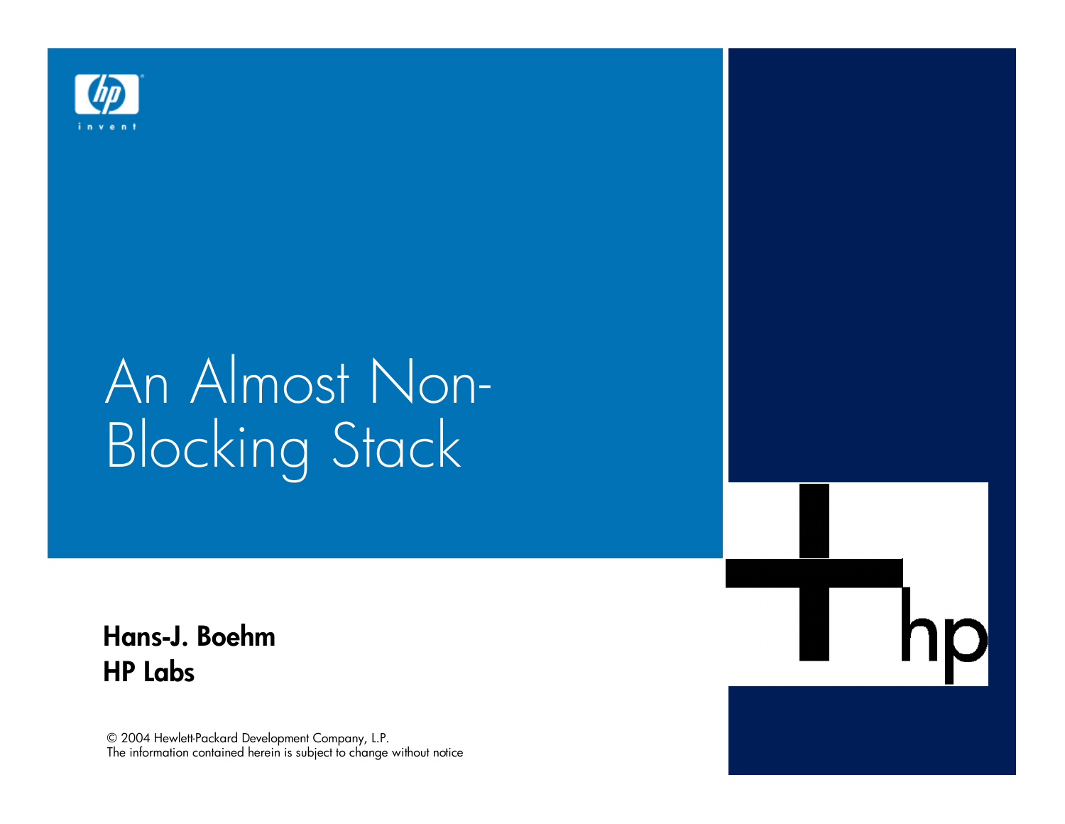# An Almost Non-Blocking Stack

**Hans-J. Boehm**
**HP Labs**

© 2004 Hewlett-Packard Development Company, L.P.
The information contained herein is subject to change without notice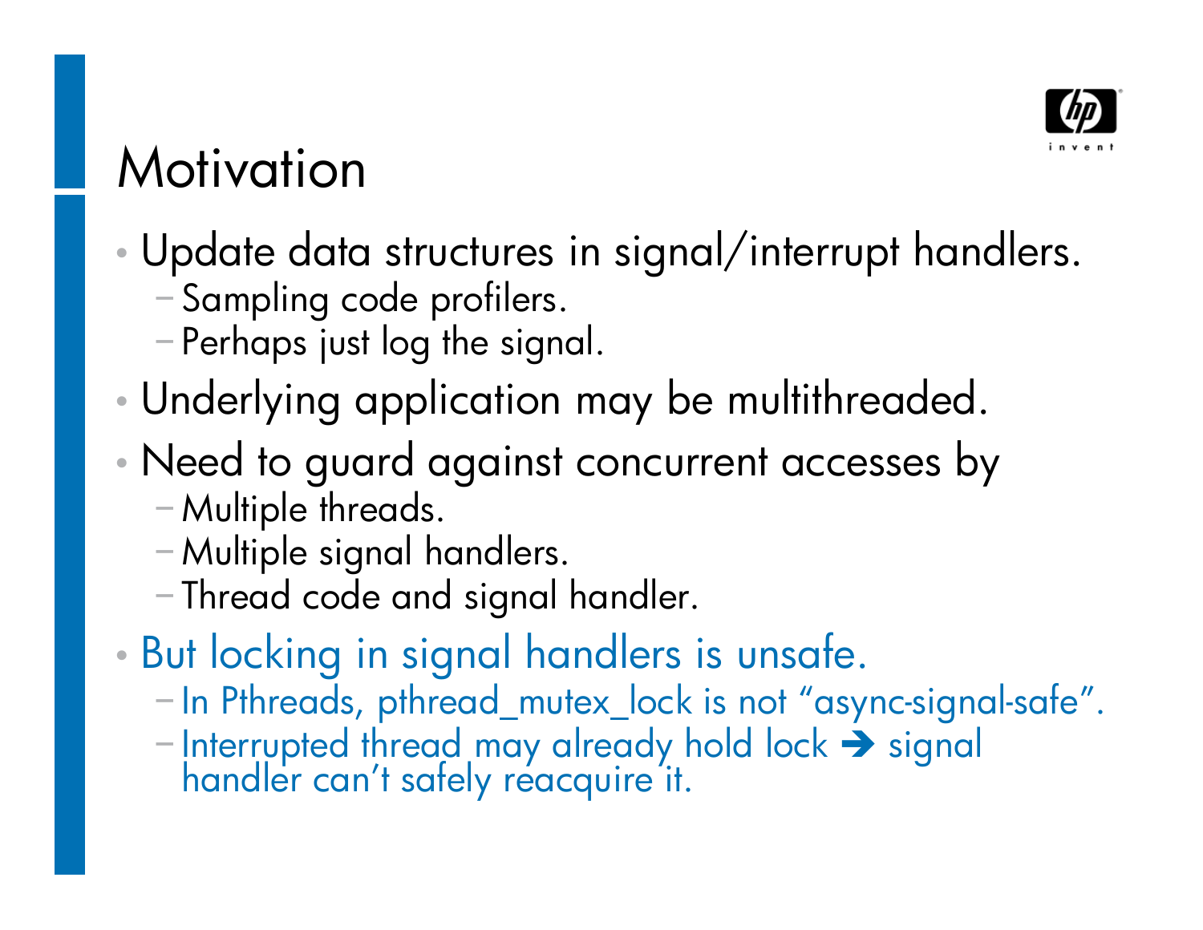# Motivation

- Update data structures in signal/interrupt handlers.
  - Sampling code profilers.
  - Perhaps just log the signal.
- Underlying application may be multithreaded.
- Need to guard against concurrent accesses by
  - Multiple threads.
  - Multiple signal handlers.
  - Thread code and signal handler.
- But locking in signal handlers is unsafe.
  - In Pthreads, pthread_mutex_lock is not "async-signal-safe".
  - Interrupted thread may already hold lock ➔ signal handler can't safely reacquire it.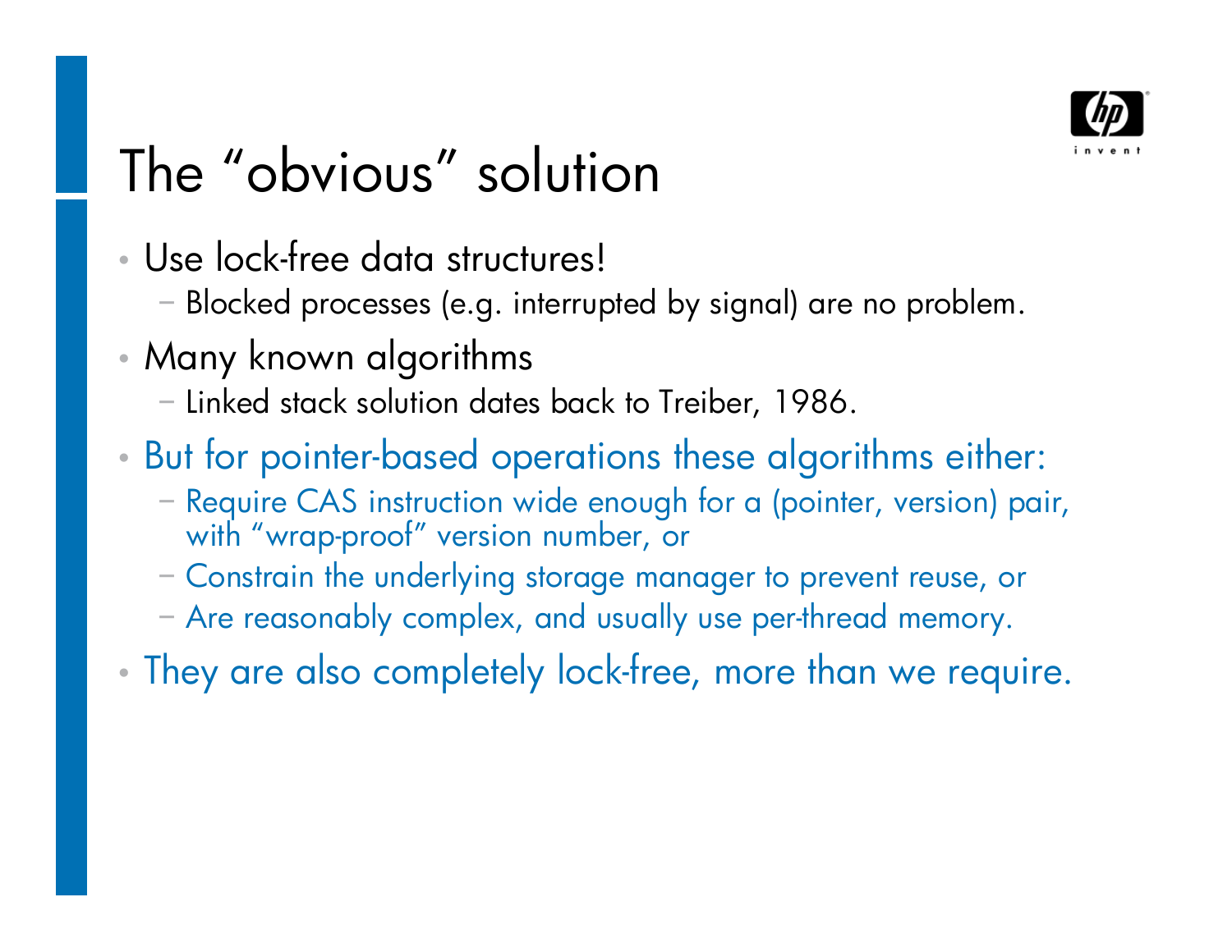# The "obvious" solution

- Use lock-free data structures!
  - Blocked processes (e.g. interrupted by signal) are no problem.
- Many known algorithms
  - Linked stack solution dates back to Treiber, 1986.
- But for pointer-based operations these algorithms either:
  - Require CAS instruction wide enough for a (pointer, version) pair, with "wrap-proof" version number, or
  - Constrain the underlying storage manager to prevent reuse, or
  - Are reasonably complex, and usually use per-thread memory.
- They are also completely lock-free, more than we require.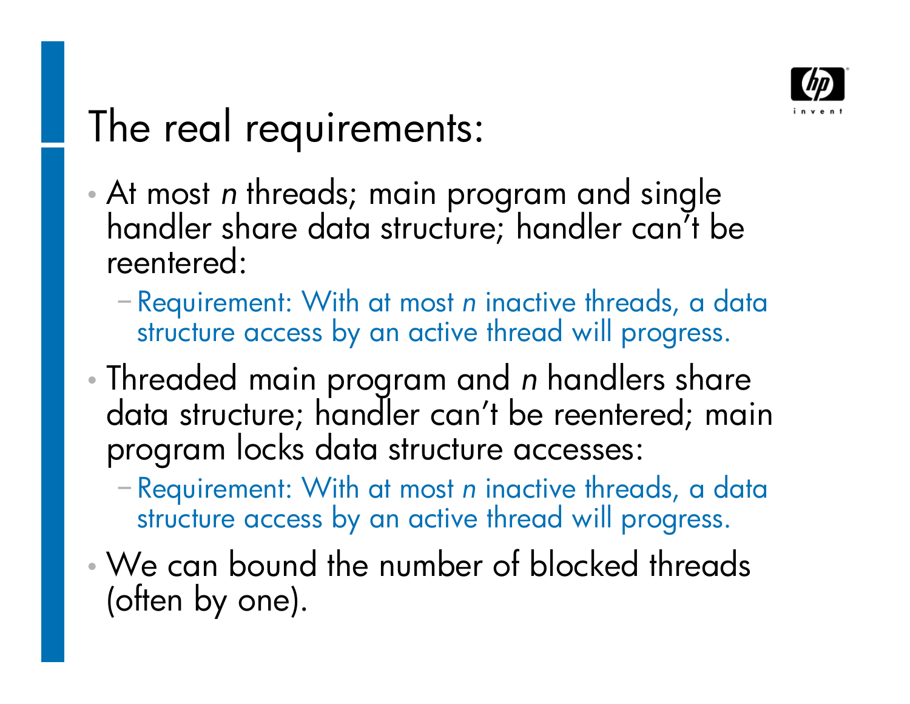# The real requirements:

- At most *n* threads; main program and single handler share data structure; handler can't be reentered:
  - Requirement: With at most *n* inactive threads, a data structure access by an active thread will progress.
- Threaded main program and *n* handlers share data structure; handler can't be reentered; main program locks data structure accesses:
  - Requirement: With at most *n* inactive threads, a data structure access by an active thread will progress.
- We can bound the number of blocked threads (often by one).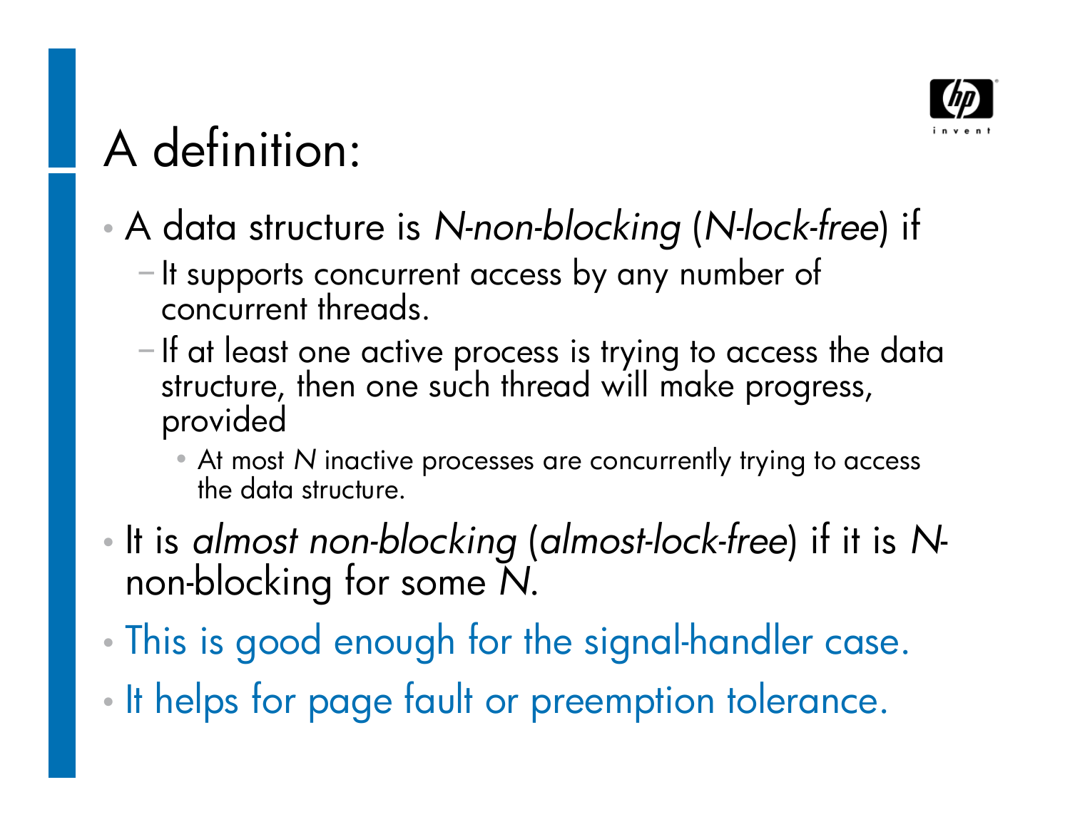# A definition:

- A data structure is *N-non-blocking* (*N-lock-free*) if
  - It supports concurrent access by any number of concurrent threads.
  - If at least one active process is trying to access the data structure, then one such thread will make progress, provided
    - At most *N* inactive processes are concurrently trying to access the data structure.
- It is *almost non-blocking* (*almost-lock-free*) if it is *N*-non-blocking for some *N*.
- This is good enough for the signal-handler case.
- It helps for page fault or preemption tolerance.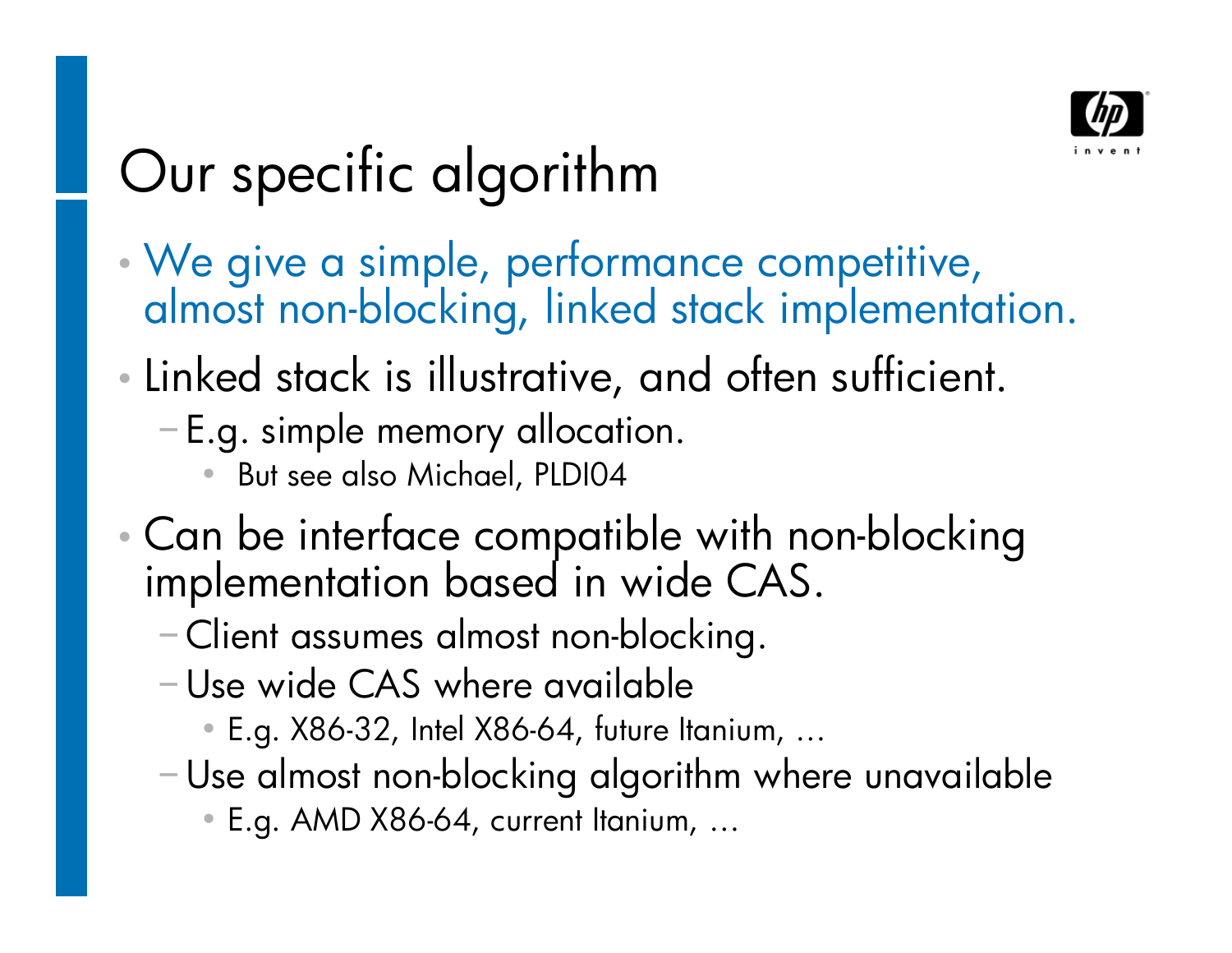# Our specific algorithm

- We give a simple, performance competitive, almost non-blocking, linked stack implementation.
- Linked stack is illustrative, and often sufficient.
  - E.g. simple memory allocation.
    - But see also Michael, PLDI04
- Can be interface compatible with non-blocking implementation based in wide CAS.
  - Client assumes almost non-blocking.
  - Use wide CAS where available
    - E.g. X86-32, Intel X86-64, future Itanium, …
  - Use almost non-blocking algorithm where unavailable
    - E.g. AMD X86-64, current Itanium, …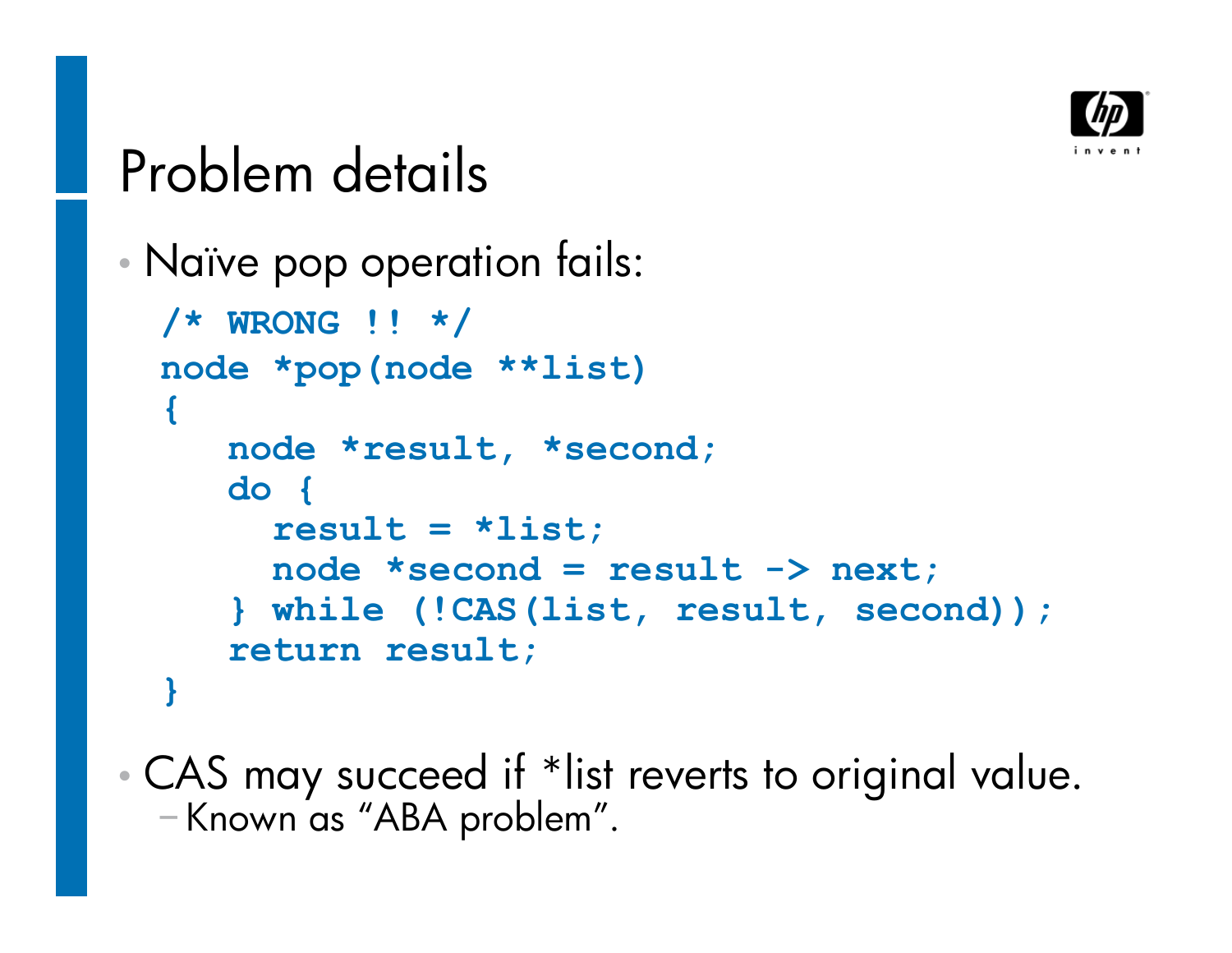# Problem details

- Naïve pop operation fails:

```
/* WRONG !! */
node *pop(node **list)
{
   node *result, *second;
   do {
     result = *list;
     node *second = result -> next;
   } while (!CAS(list, result, second));
   return result;
}
```

- CAS may succeed if *list reverts to original value.
  - Known as “ABA problem”.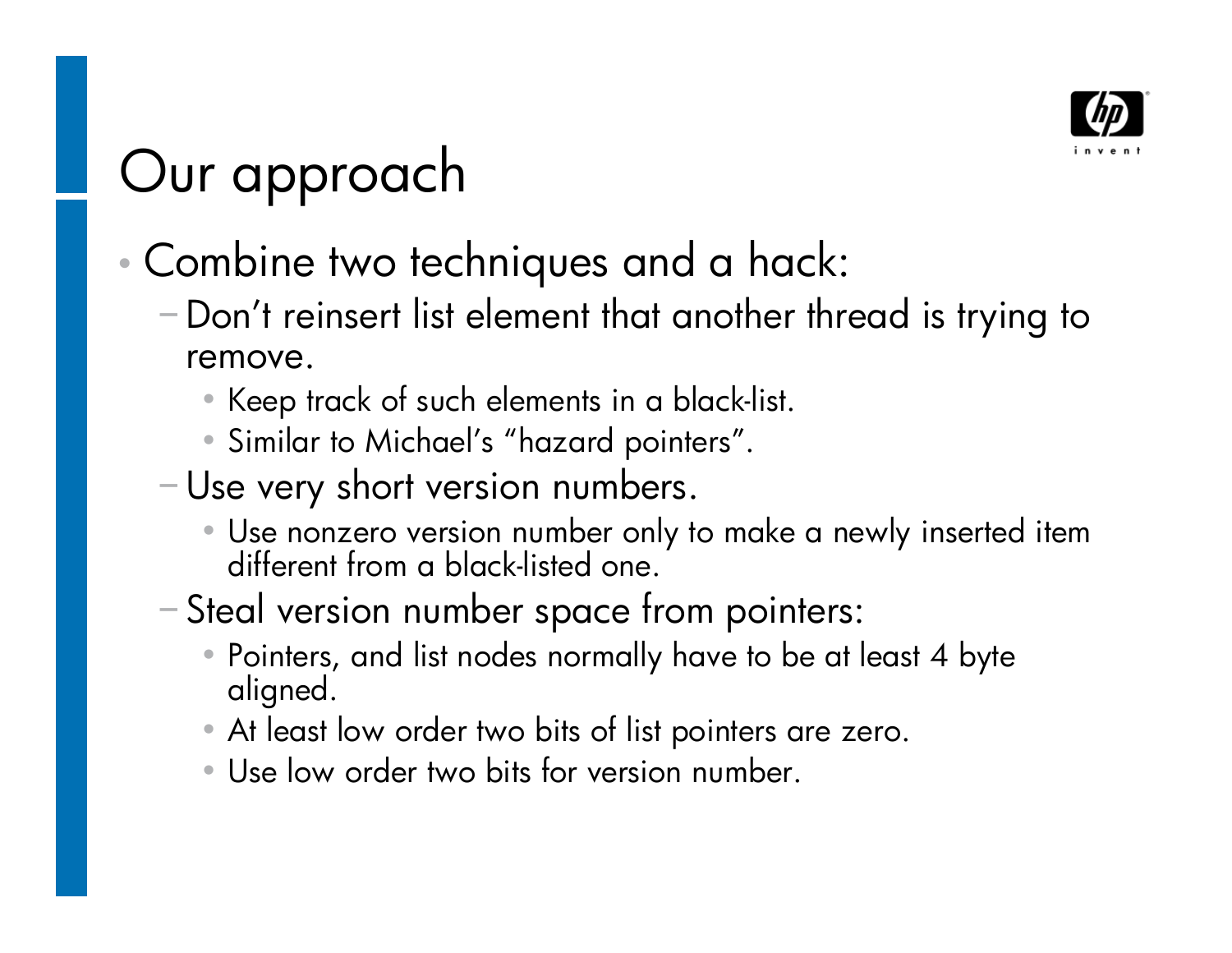# Our approach

- Combine two techniques and a hack:
  - Don't reinsert list element that another thread is trying to remove.
    - Keep track of such elements in a black-list.
    - Similar to Michael's "hazard pointers".
  - Use very short version numbers.
    - Use nonzero version number only to make a newly inserted item different from a black-listed one.
  - Steal version number space from pointers:
    - Pointers, and list nodes normally have to be at least 4 byte aligned.
    - At least low order two bits of list pointers are zero.
    - Use low order two bits for version number.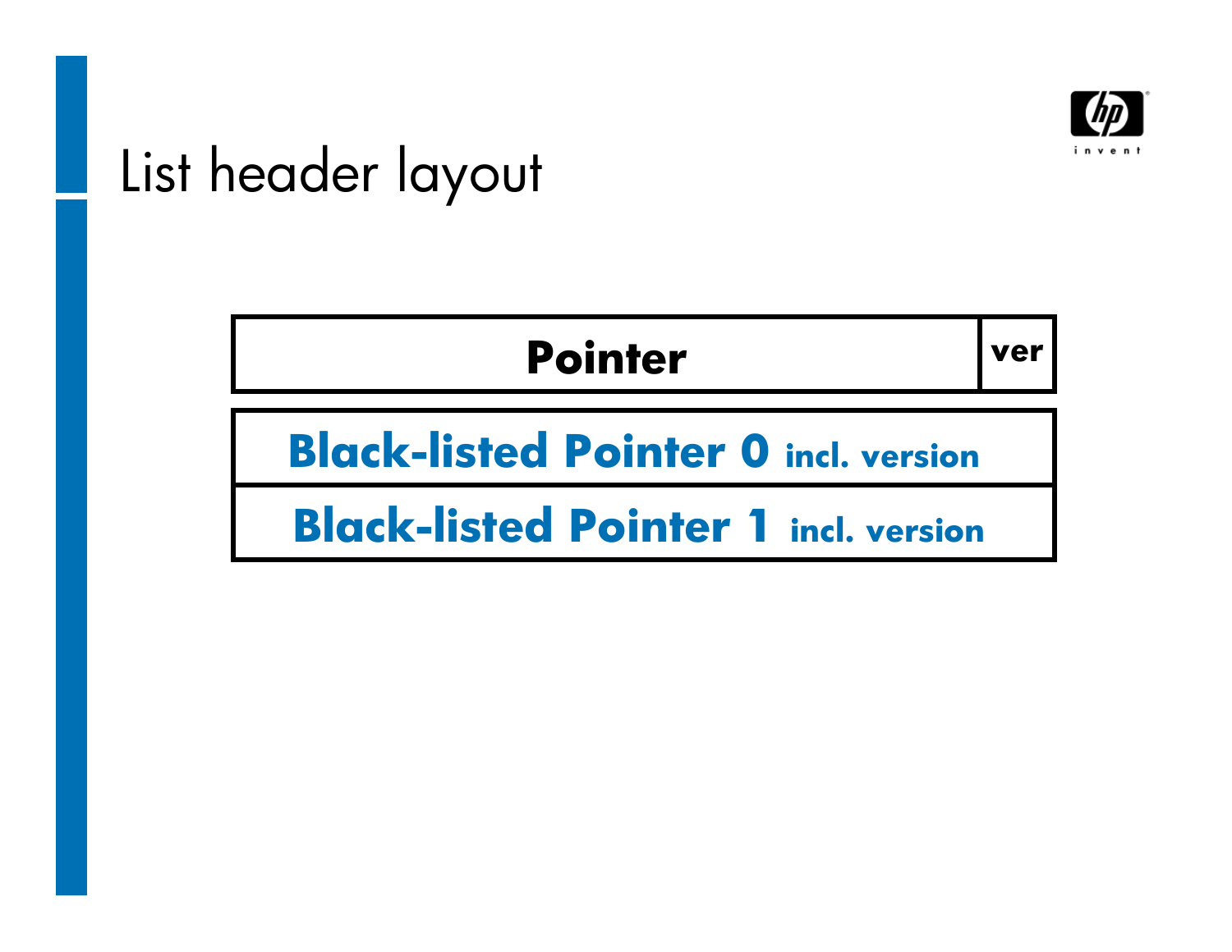# List header layout

| Pointer | ver |
|---|---|

| Black-listed Pointer 0 incl. version |
|---|
| Black-listed Pointer 1 incl. version |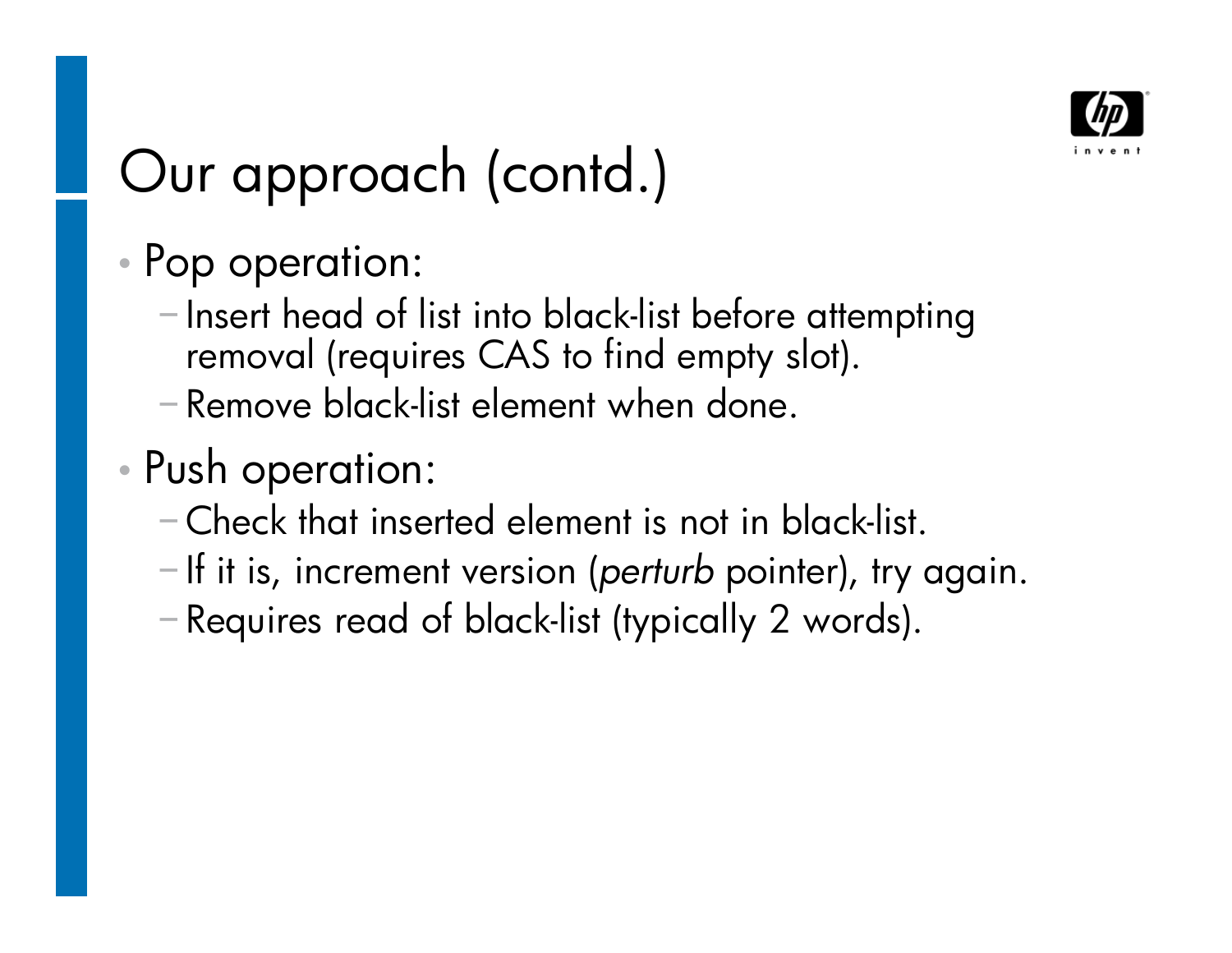# Our approach (contd.)

- Pop operation:
  - Insert head of list into black-list before attempting removal (requires CAS to find empty slot).
  - Remove black-list element when done.
- Push operation:
  - Check that inserted element is not in black-list.
  - If it is, increment version (*perturb* pointer), try again.
  - Requires read of black-list (typically 2 words).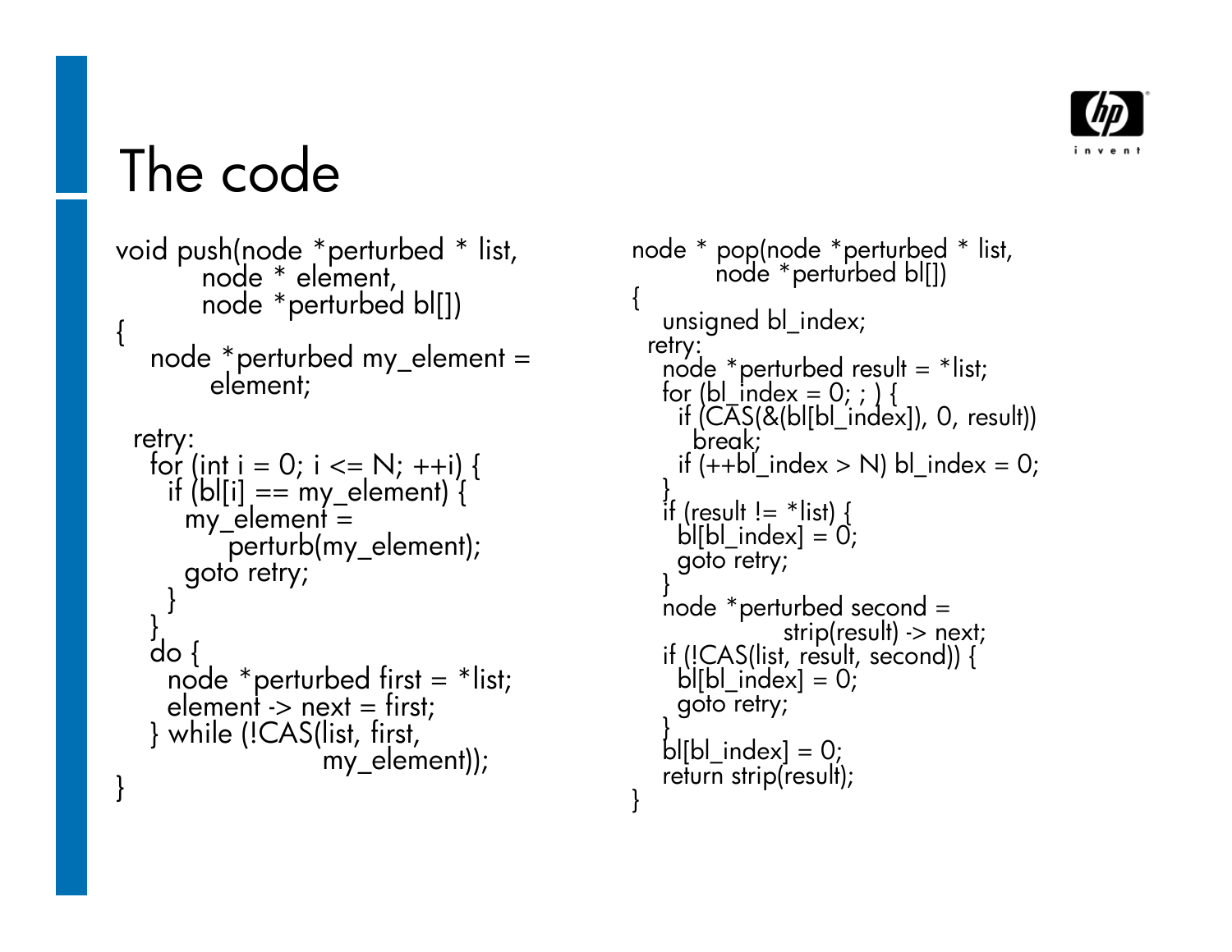# The code

```
void push(node *perturbed * list,
         node * element,
         node *perturbed bl[])
{
    node *perturbed my_element =
          element;

  retry:
    for (int i = 0; i <= N; ++i) {
      if (bl[i] == my_element) {
        my_element =
             perturb(my_element);
        goto retry;
      }
    }
    do {
      node *perturbed first = *list;
      element -> next = first;
    } while (!CAS(list, first,
                       my_element));
}
```

```
node * pop(node *perturbed * list,
          node *perturbed bl[])
{
    unsigned bl_index;
  retry:
    node *perturbed result = *list;
    for (bl_index = 0; ; ) {
      if (CAS(&(bl[bl_index]), 0, result))
        break;
      if (++bl_index > N) bl_index = 0;
    }
    if (result != *list) {
      bl[bl_index] = 0;
      goto retry;
    }
    node *perturbed second =
                strip(result) -> next;
    if (!CAS(list, result, second)) {
      bl[bl_index] = 0;
      goto retry;
    }
    bl[bl_index] = 0;
    return strip(result);
}
```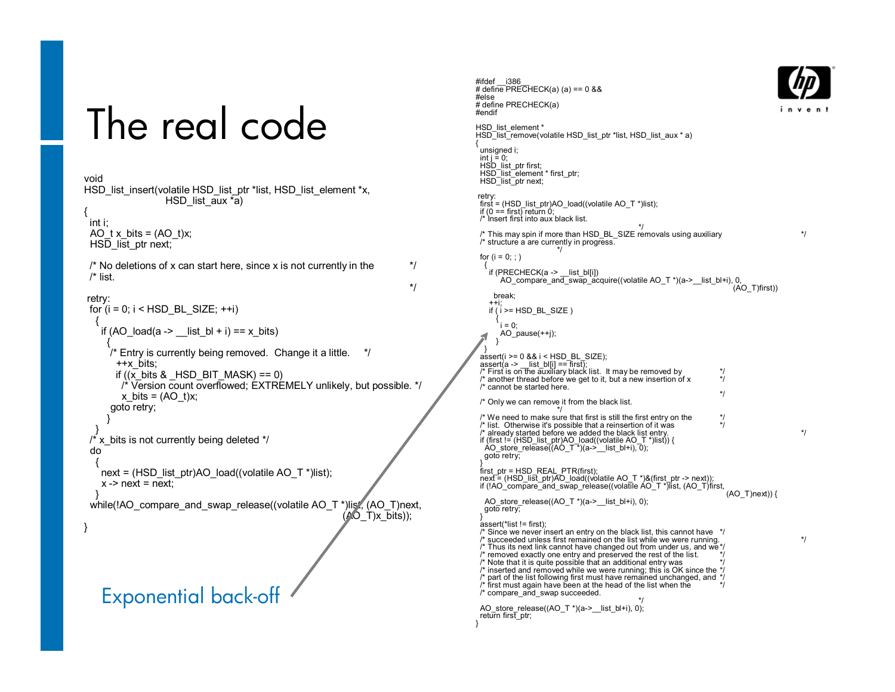# The real code

```c
void
HSD_list_insert(volatile HSD_list_ptr *list, HSD_list_element *x,
                HSD_list_aux *a)
{
  int i;
  AO_t x_bits = (AO_t)x;
  HSD_list_ptr next;

  /* No deletions of x can start here, since x is not currently in the    */
  /* list.                                                                 */

 retry:
  for (i = 0; i < HSD_BL_SIZE; ++i)
    {
      if (AO_load(a -> __list_bl + i) == x_bits)
        {
          /* Entry is currently being removed.  Change it a little.    */
            ++x_bits;
            if ((x_bits & _HSD_BIT_MASK) == 0)
              /* Version count overflowed; EXTREMELY unlikely, but possible. */
              x_bits = (AO_t)x;
          goto retry;
        }
    }
  /* x_bits is not currently being deleted */
  do
    {
      next = (HSD_list_ptr)AO_load((volatile AO_T *)list);
      x -> next = next;
    }
  while(!AO_compare_and_swap_release((volatile AO_T *)list, (AO_T)next,
                                     (AO_T)x_bits));
}
```

Exponential back-off

```c
#ifdef __i386__
# define PRECHECK(a) (a) == 0 &&
#else
# define PRECHECK(a)
#endif

HSD_list_element *
HSD_list_remove(volatile HSD_list_ptr *list, HSD_list_aux * a)
{
  unsigned i;
  int j = 0;
  HSD_list_ptr first;
  HSD_list_element * first_ptr;
  HSD_list_ptr next;

 retry:
  first = (HSD_list_ptr)AO_load((volatile AO_T *)list);
  if (0 == first) return 0;
  /* Insert first into aux black list.                                     */
  /* This may spin if more than HSD_BL_SIZE removals using auxiliary        */
  /* structure a are currently in progress.                                 */
  for (i = 0; ; )
    {
      if (PRECHECK(a -> __list_bl[i])
          AO_compare_and_swap_acquire((volatile AO_T *)(a->__list_bl+i), 0,
                                      (AO_T)first))
        break;
      ++i;
      if ( i >= HSD_BL_SIZE )
        {
          i = 0;
          AO_pause(++j);
        }
    }
  assert(i >= 0 && i < HSD_BL_SIZE);
  assert(a -> __list_bl[i] == first);
  /* First is on the auxiliary black list.  It may be removed by          */
  /* another thread before we get to it, but a new insertion of x         */
  /* cannot be started here.                                               */
  /* Only we can remove it from the black list.                            */
  /* We need to make sure that first is still the first entry on the      */
  /* list.  Otherwise it's possible that a reinsertion of it was          */
  /* already started before we added the black list entry.                */
  if (first != (HSD_list_ptr)AO_load((volatile AO_T *)list)) {
    AO_store_release((AO_T *)(a->__list_bl+i), 0);
    goto retry;
  }
  first_ptr = HSD_REAL_PTR(first);
  next = (HSD_list_ptr)AO_load((volatile AO_T *)&(first_ptr -> next));
  if (!AO_compare_and_swap_release((volatile AO_T *)list, (AO_T)first,
                                   (AO_T)next)) {
    AO_store_release((AO_T *)(a->__list_bl+i), 0);
    goto retry;
  }
  assert(*list != first);
  /* Since we never insert an entry on the black list, this cannot have   */
  /* succeeded unless first remained on the list while we were running.   */
  /* Thus its next link cannot have changed out from under us, and we     */
  /* removed exactly one entry and preserved the rest of the list.        */
  /* Note that it is quite possible that an additional entry was          */
  /* inserted and removed while we were running; this is OK since the     */
  /* part of the list following first must have remained unchanged, and   */
  /* first must again have been at the head of the list when the          */
  /* compare_and_swap succeeded.                                           */
  AO_store_release((AO_T *)(a->__list_bl+i), 0);
  return first_ptr;
}
```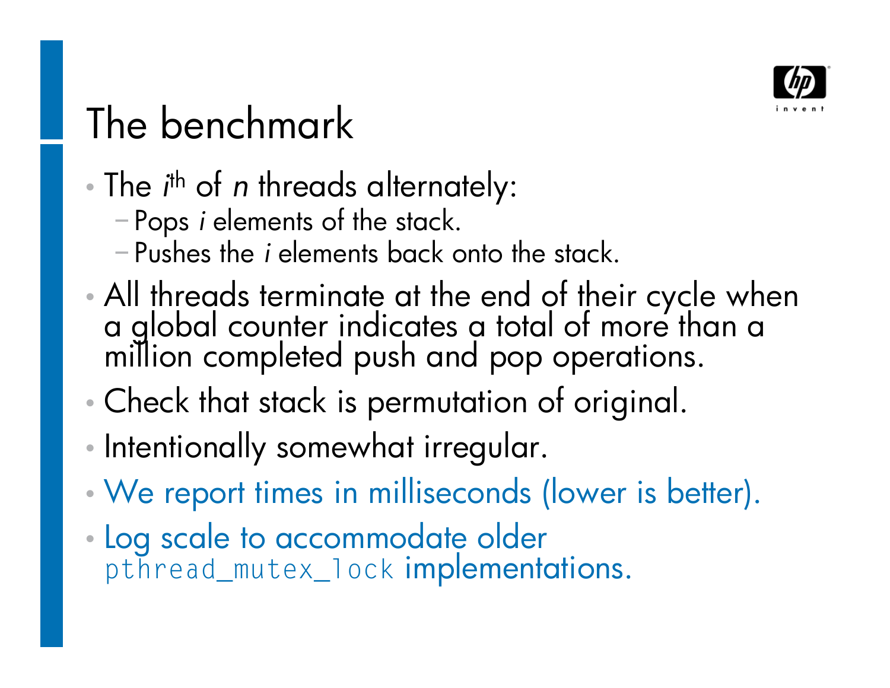# The benchmark

- The $i^{th}$ of $n$ threads alternately:
  - Pops $i$ elements of the stack.
  - Pushes the $i$ elements back onto the stack.
- All threads terminate at the end of their cycle when a global counter indicates a total of more than a million completed push and pop operations.
- Check that stack is permutation of original.
- Intentionally somewhat irregular.
- We report times in milliseconds (lower is better).
- Log scale to accommodate older `pthread_mutex_lock` implementations.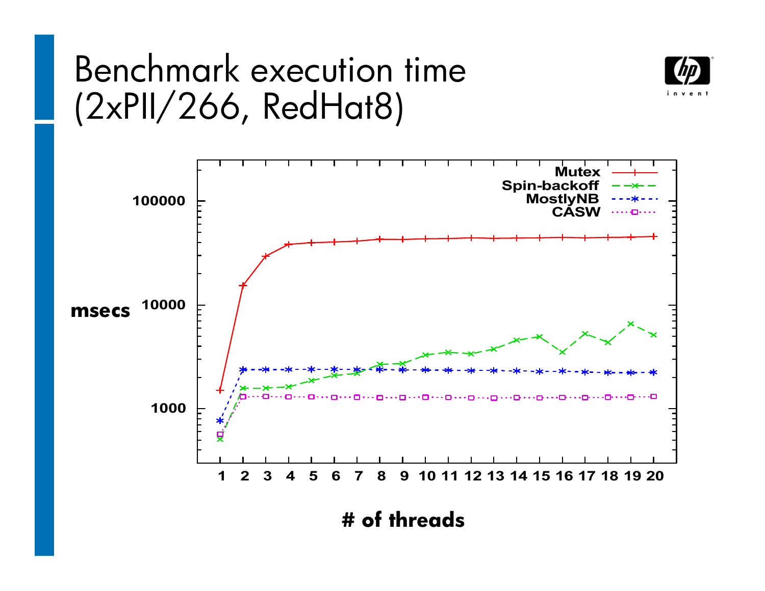# Benchmark execution time (2xPII/266, RedHat8)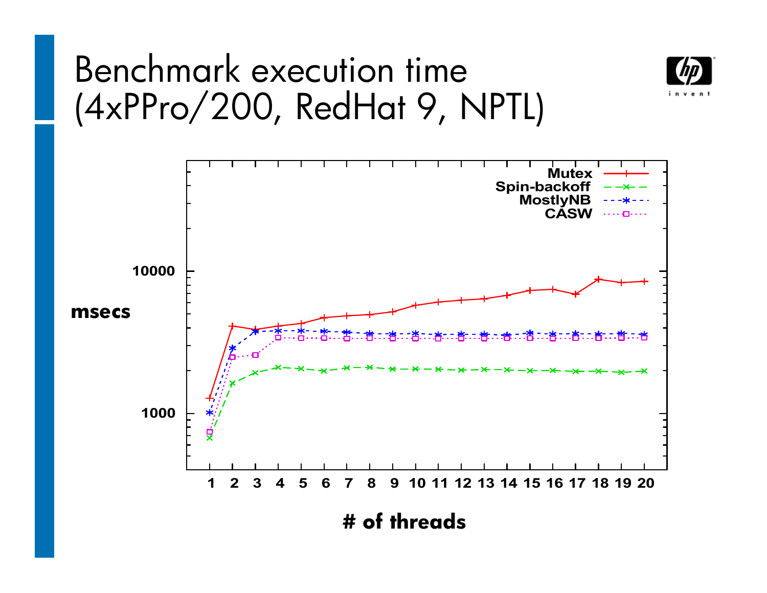# Benchmark execution time (4xPPro/200, RedHat 9, NPTL)

msecs

10000

1000

Mutex
Spin-backoff
MostlyNB
CASW

1 2 3 4 5 6 7 8 9 10 11 12 13 14 15 16 17 18 19 20

# of threads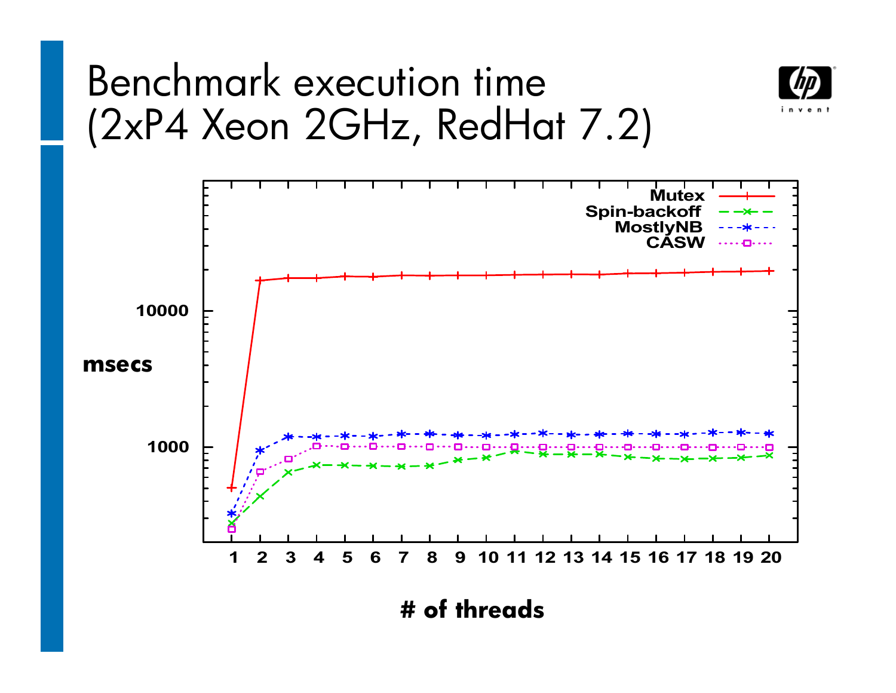# Benchmark execution time (2xP4 Xeon 2GHz, RedHat 7.2)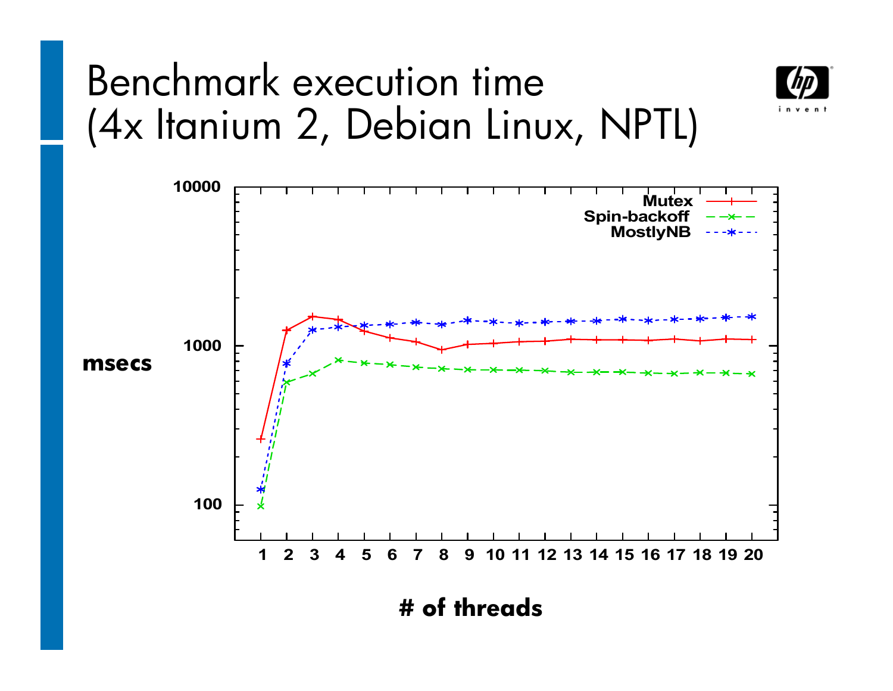# Benchmark execution time (4x Itanium 2, Debian Linux, NPTL)

Legend: Mutex, Spin-backoff, MostlyNB

msecs (log scale: 100, 1000, 10000)

\# of threads (1–20)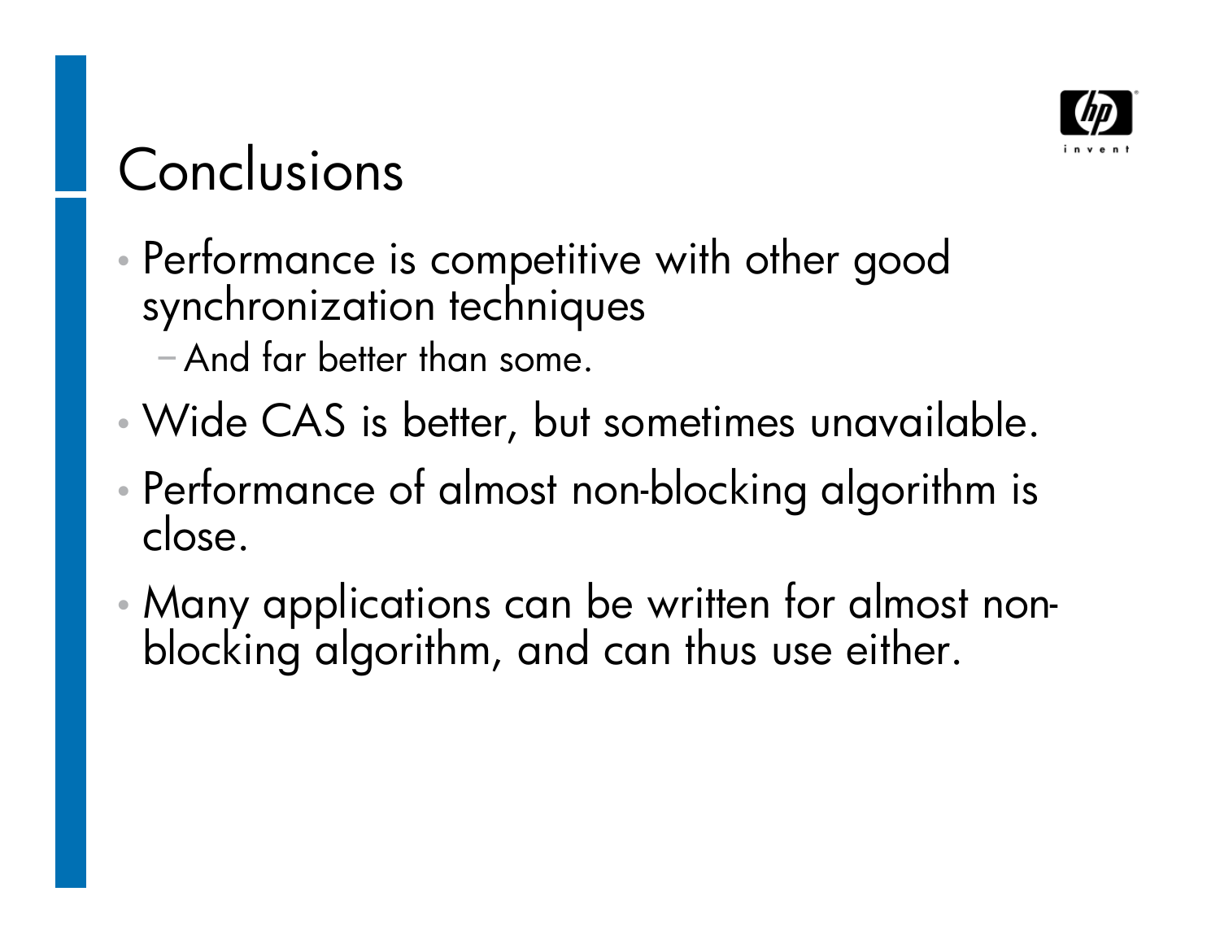# Conclusions

- Performance is competitive with other good synchronization techniques
  - And far better than some.
- Wide CAS is better, but sometimes unavailable.
- Performance of almost non-blocking algorithm is close.
- Many applications can be written for almost non-blocking algorithm, and can thus use either.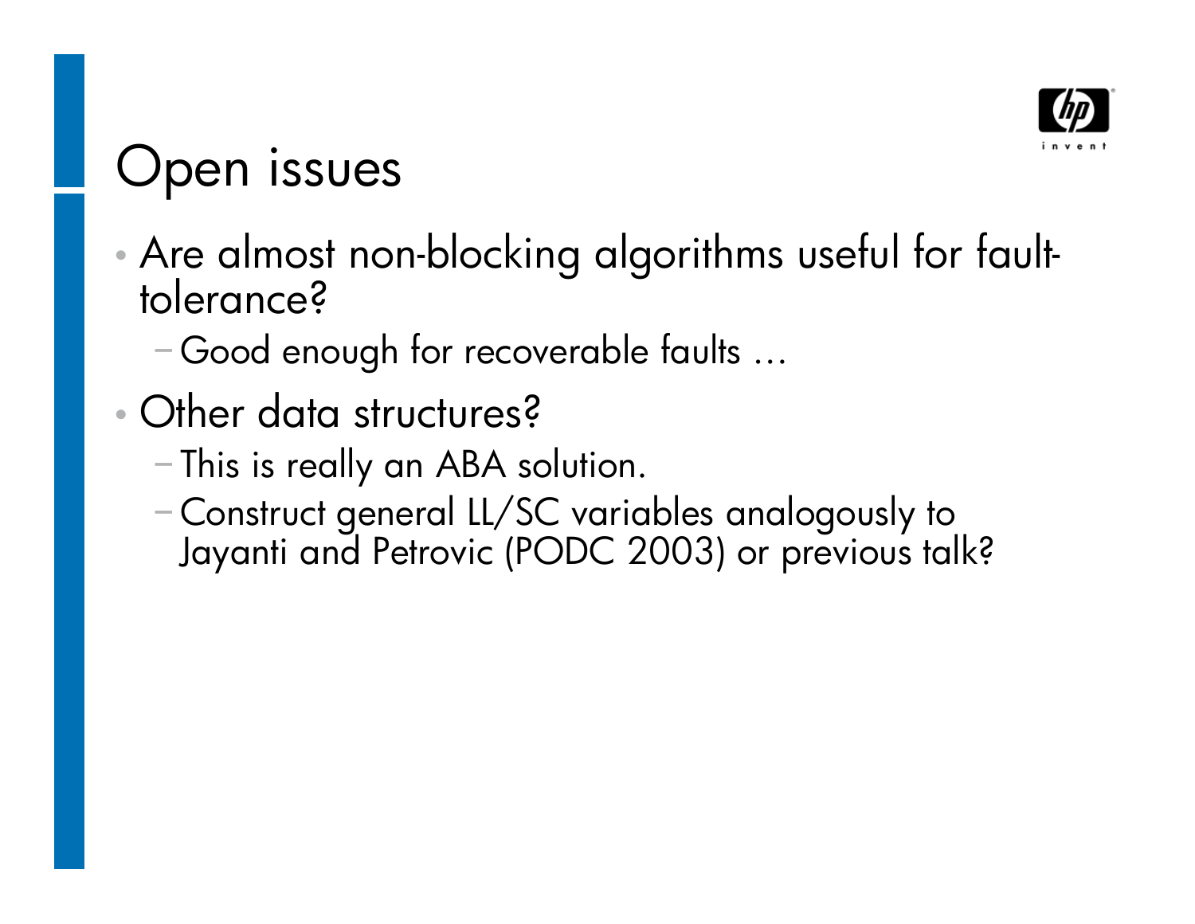# Open issues

- Are almost non-blocking algorithms useful for fault-tolerance?
  - Good enough for recoverable faults …
- Other data structures?
  - This is really an ABA solution.
  - Construct general LL/SC variables analogously to Jayanti and Petrovic (PODC 2003) or previous talk?